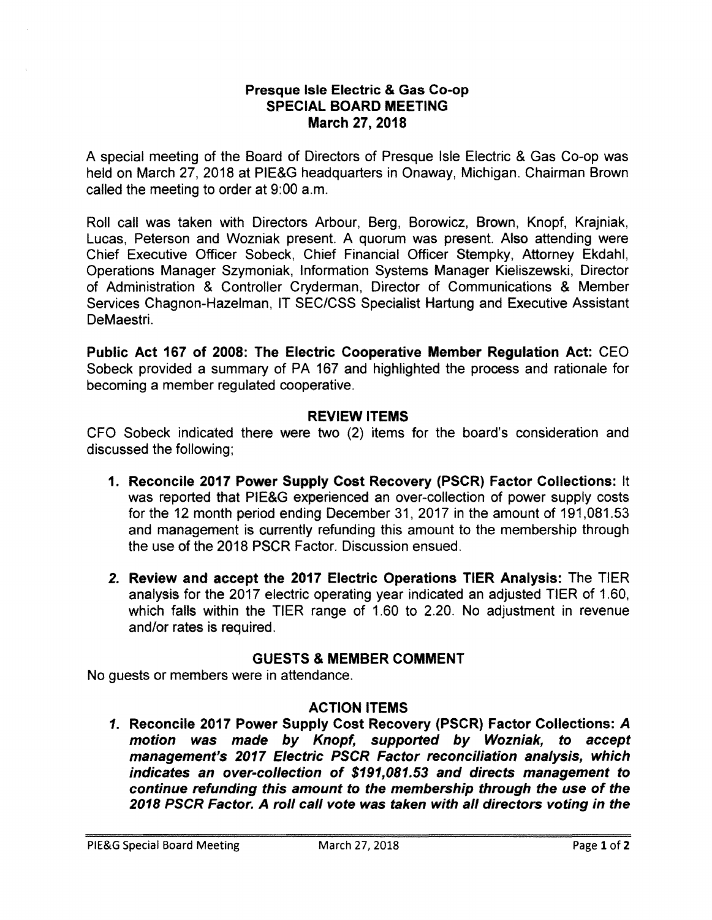**Presque Isle Electric & Gas Co-op**
**SPECIAL BOARD MEETING**
**March 27, 2018**

A special meeting of the Board of Directors of Presque Isle Electric & Gas Co-op was held on March 27, 2018 at PIE&G headquarters in Onaway, Michigan. Chairman Brown called the meeting to order at 9:00 a.m.

Roll call was taken with Directors Arbour, Berg, Borowicz, Brown, Knopf, Krajniak, Lucas, Peterson and Wozniak present. A quorum was present. Also attending were Chief Executive Officer Sobeck, Chief Financial Officer Stempky, Attorney Ekdahl, Operations Manager Szymoniak, Information Systems Manager Kieliszewski, Director of Administration & Controller Cryderman, Director of Communications & Member Services Chagnon-Hazelman, IT SEC/CSS Specialist Hartung and Executive Assistant DeMaestri.

**Public Act 167 of 2008: The Electric Cooperative Member Regulation Act:** CEO Sobeck provided a summary of PA 167 and highlighted the process and rationale for becoming a member regulated cooperative.

## REVIEW ITEMS

CFO Sobeck indicated there were two (2) items for the board's consideration and discussed the following;

1. **Reconcile 2017 Power Supply Cost Recovery (PSCR) Factor Collections:** It was reported that PIE&G experienced an over-collection of power supply costs for the 12 month period ending December 31, 2017 in the amount of 191,081.53 and management is currently refunding this amount to the membership through the use of the 2018 PSCR Factor. Discussion ensued.

2. **Review and accept the 2017 Electric Operations TIER Analysis:** The TIER analysis for the 2017 electric operating year indicated an adjusted TIER of 1.60, which falls within the TIER range of 1.60 to 2.20. No adjustment in revenue and/or rates is required.

## GUESTS & MEMBER COMMENT

No guests or members were in attendance.

## ACTION ITEMS

1. **Reconcile 2017 Power Supply Cost Recovery (PSCR) Factor Collections:** ***A motion was made by Knopf, supported by Wozniak, to accept management's 2017 Electric PSCR Factor reconciliation analysis, which indicates an over-collection of $191,081.53 and directs management to continue refunding this amount to the membership through the use of the 2018 PSCR Factor. A roll call vote was taken with all directors voting in the***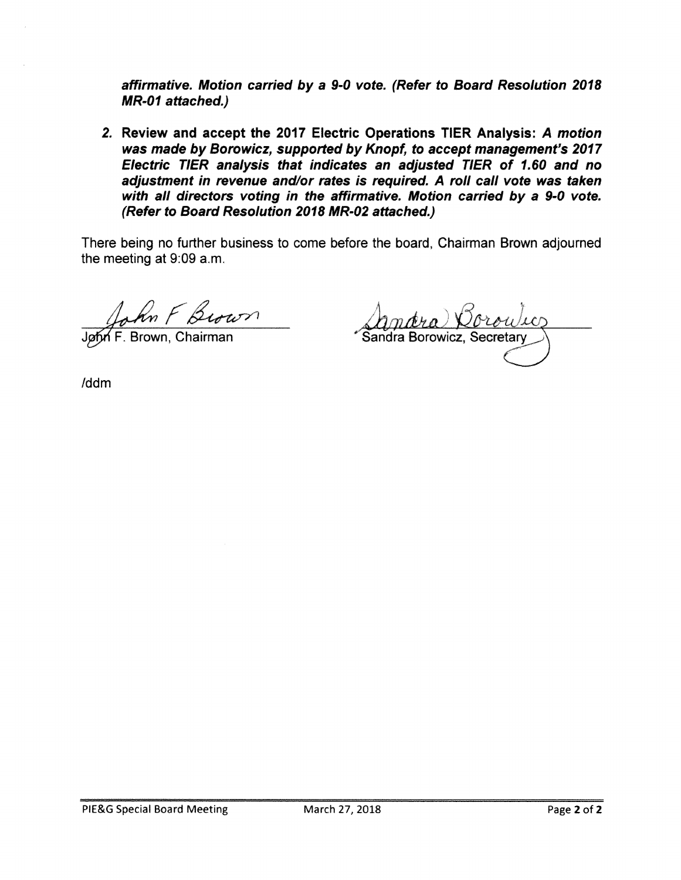***affirmative. Motion carried by a 9-0 vote. (Refer to Board Resolution 2018 MR-01 attached.)***

2. **Review and accept the 2017 Electric Operations TIER Analysis:** ***A motion was made by Borowicz, supported by Knopf, to accept management's 2017 Electric TIER analysis that indicates an adjusted TIER of 1.60 and no adjustment in revenue and/or rates is required. A roll call vote was taken with all directors voting in the affirmative. Motion carried by a 9-0 vote. (Refer to Board Resolution 2018 MR-02 attached.)***

There being no further business to come before the board, Chairman Brown adjourned the meeting at 9:09 a.m.

John F. Brown, Chairman

Sandra Borowicz, Secretary

/ddm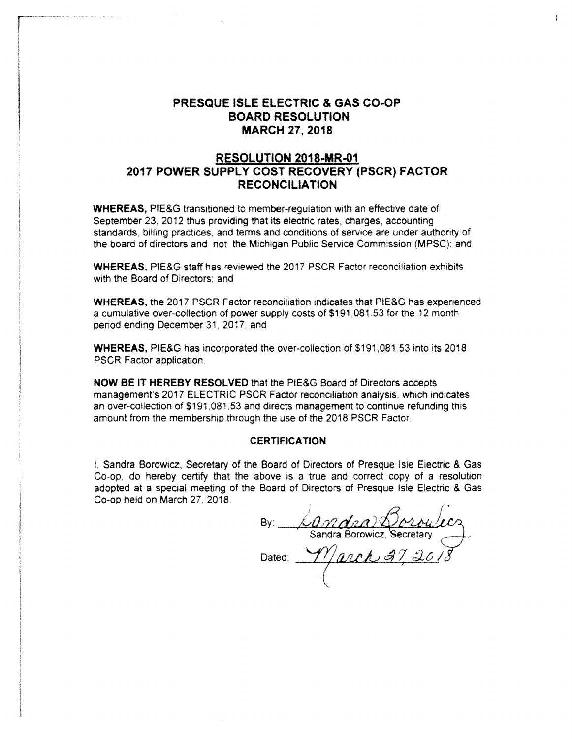# PRESQUE ISLE ELECTRIC & GAS CO-OP
# BOARD RESOLUTION
# MARCH 27, 2018

## RESOLUTION 2018-MR-01
## 2017 POWER SUPPLY COST RECOVERY (PSCR) FACTOR RECONCILIATION

**WHEREAS,** PIE&G transitioned to member-regulation with an effective date of September 23, 2012 thus providing that its electric rates, charges, accounting standards, billing practices, and terms and conditions of service are under authority of the board of directors and not the Michigan Public Service Commission (MPSC); and

**WHEREAS,** PIE&G staff has reviewed the 2017 PSCR Factor reconciliation exhibits with the Board of Directors; and

**WHEREAS,** the 2017 PSCR Factor reconciliation indicates that PIE&G has experienced a cumulative over-collection of power supply costs of $191,081.53 for the 12 month period ending December 31, 2017; and

**WHEREAS,** PIE&G has incorporated the over-collection of $191,081.53 into its 2018 PSCR Factor application.

**NOW BE IT HEREBY RESOLVED** that the PIE&G Board of Directors accepts management's 2017 ELECTRIC PSCR Factor reconciliation analysis, which indicates an over-collection of $191,081.53 and directs management to continue refunding this amount from the membership through the use of the 2018 PSCR Factor.

**CERTIFICATION**

I, Sandra Borowicz, Secretary of the Board of Directors of Presque Isle Electric & Gas Co-op, do hereby certify that the above is a true and correct copy of a resolution adopted at a special meeting of the Board of Directors of Presque Isle Electric & Gas Co-op held on March 27, 2018.

By: *Sandra Borowicz*
Sandra Borowicz, Secretary

Dated: *March 27, 2018*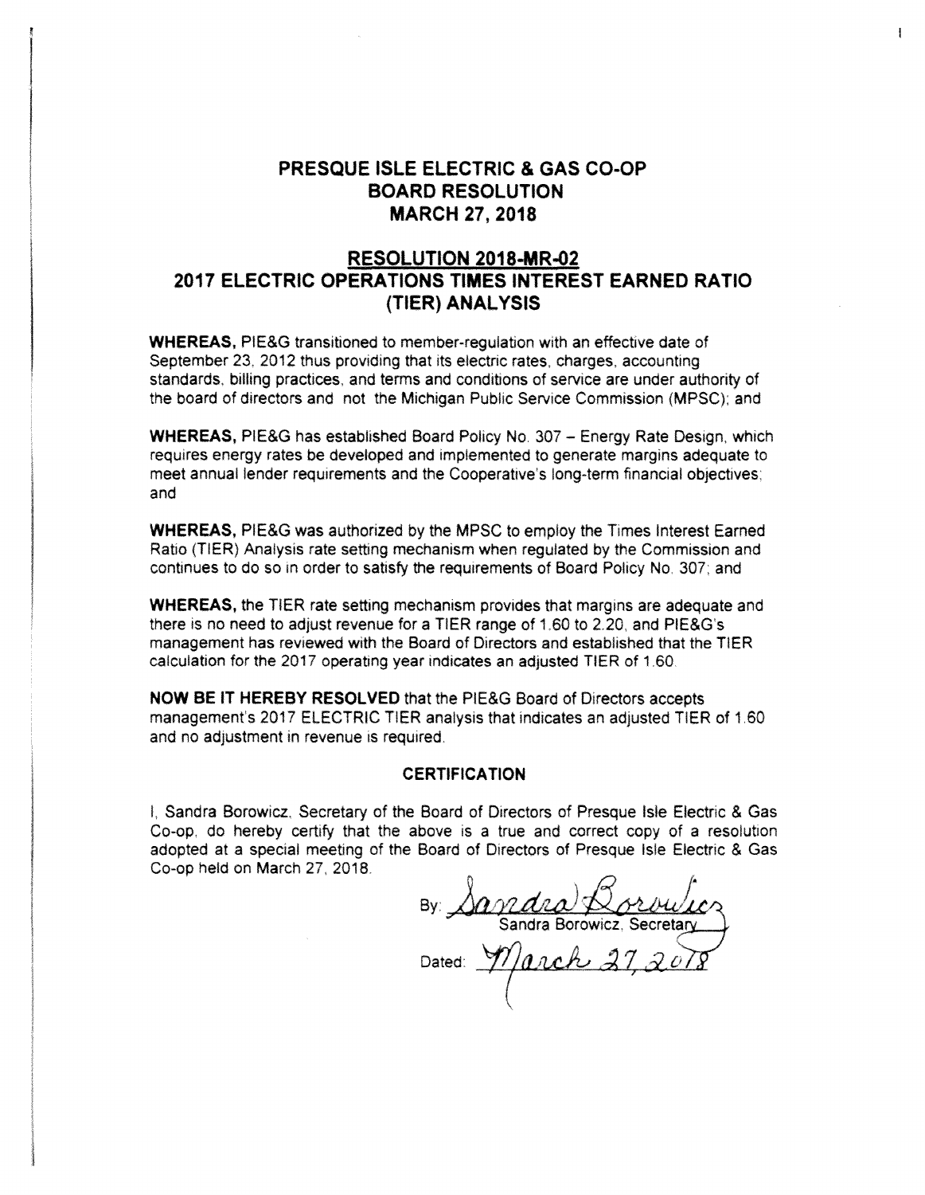# PRESQUE ISLE ELECTRIC & GAS CO-OP
# BOARD RESOLUTION
# MARCH 27, 2018

## RESOLUTION 2018-MR-02
## 2017 ELECTRIC OPERATIONS TIMES INTEREST EARNED RATIO (TIER) ANALYSIS

**WHEREAS,** PIE&G transitioned to member-regulation with an effective date of September 23, 2012 thus providing that its electric rates, charges, accounting standards, billing practices, and terms and conditions of service are under authority of the board of directors and not the Michigan Public Service Commission (MPSC); and

**WHEREAS,** PIE&G has established Board Policy No. 307 – Energy Rate Design, which requires energy rates be developed and implemented to generate margins adequate to meet annual lender requirements and the Cooperative's long-term financial objectives; and

**WHEREAS,** PIE&G was authorized by the MPSC to employ the Times Interest Earned Ratio (TIER) Analysis rate setting mechanism when regulated by the Commission and continues to do so in order to satisfy the requirements of Board Policy No. 307; and

**WHEREAS,** the TIER rate setting mechanism provides that margins are adequate and there is no need to adjust revenue for a TIER range of 1.60 to 2.20, and PIE&G's management has reviewed with the Board of Directors and established that the TIER calculation for the 2017 operating year indicates an adjusted TIER of 1.60.

**NOW BE IT HEREBY RESOLVED** that the PIE&G Board of Directors accepts management's 2017 ELECTRIC TIER analysis that indicates an adjusted TIER of 1.60 and no adjustment in revenue is required.

### CERTIFICATION

I, Sandra Borowicz, Secretary of the Board of Directors of Presque Isle Electric & Gas Co-op, do hereby certify that the above is a true and correct copy of a resolution adopted at a special meeting of the Board of Directors of Presque Isle Electric & Gas Co-op held on March 27, 2018.

By: *Sandra Borowicz*
Sandra Borowicz, Secretary

Dated: *March 27, 2018*